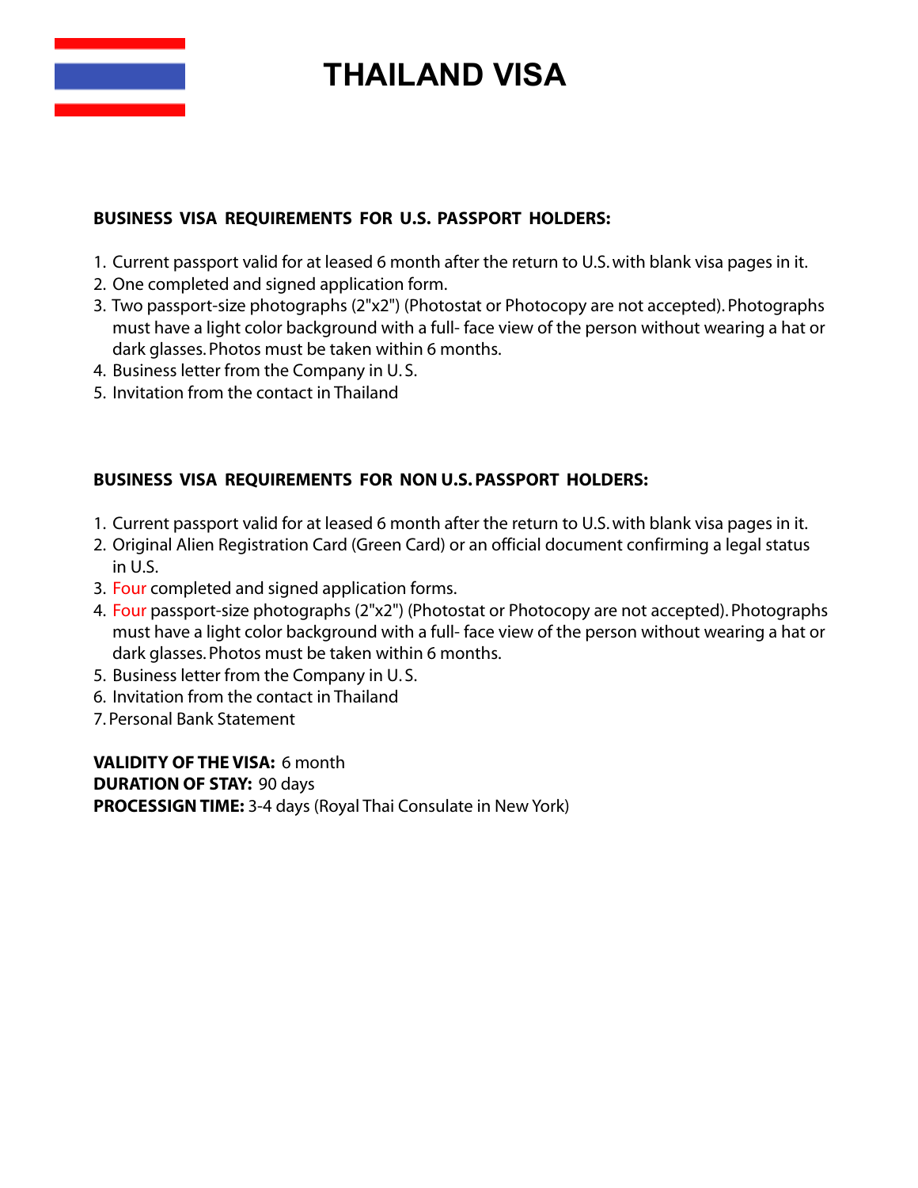# THAILAND VISA

**BUSINESS VISA REQUIREMENTS FOR U.S. PASSPORT HOLDERS:**

1. Current passport valid for at leased 6 month after the return to U.S. with blank visa pages in it.
2. One completed and signed application form.
3. Two passport-size photographs (2"x2") (Photostat or Photocopy are not accepted). Photographs must have a light color background with a full- face view of the person without wearing a hat or dark glasses. Photos must be taken within 6 months.
4. Business letter from the Company in U. S.
5. Invitation from the contact in Thailand

**BUSINESS VISA REQUIREMENTS FOR NON U.S. PASSPORT HOLDERS:**

1. Current passport valid for at leased 6 month after the return to U.S. with blank visa pages in it.
2. Original Alien Registration Card (Green Card) or an official document confirming a legal status in U.S.
3. Four completed and signed application forms.
4. Four passport-size photographs (2"x2") (Photostat or Photocopy are not accepted). Photographs must have a light color background with a full- face view of the person without wearing a hat or dark glasses. Photos must be taken within 6 months.
5. Business letter from the Company in U. S.
6. Invitation from the contact in Thailand
7. Personal Bank Statement

**VALIDITY OF THE VISA:** 6 month
**DURATION OF STAY:** 90 days
**PROCESSIGN TIME:** 3-4 days (Royal Thai Consulate in New York)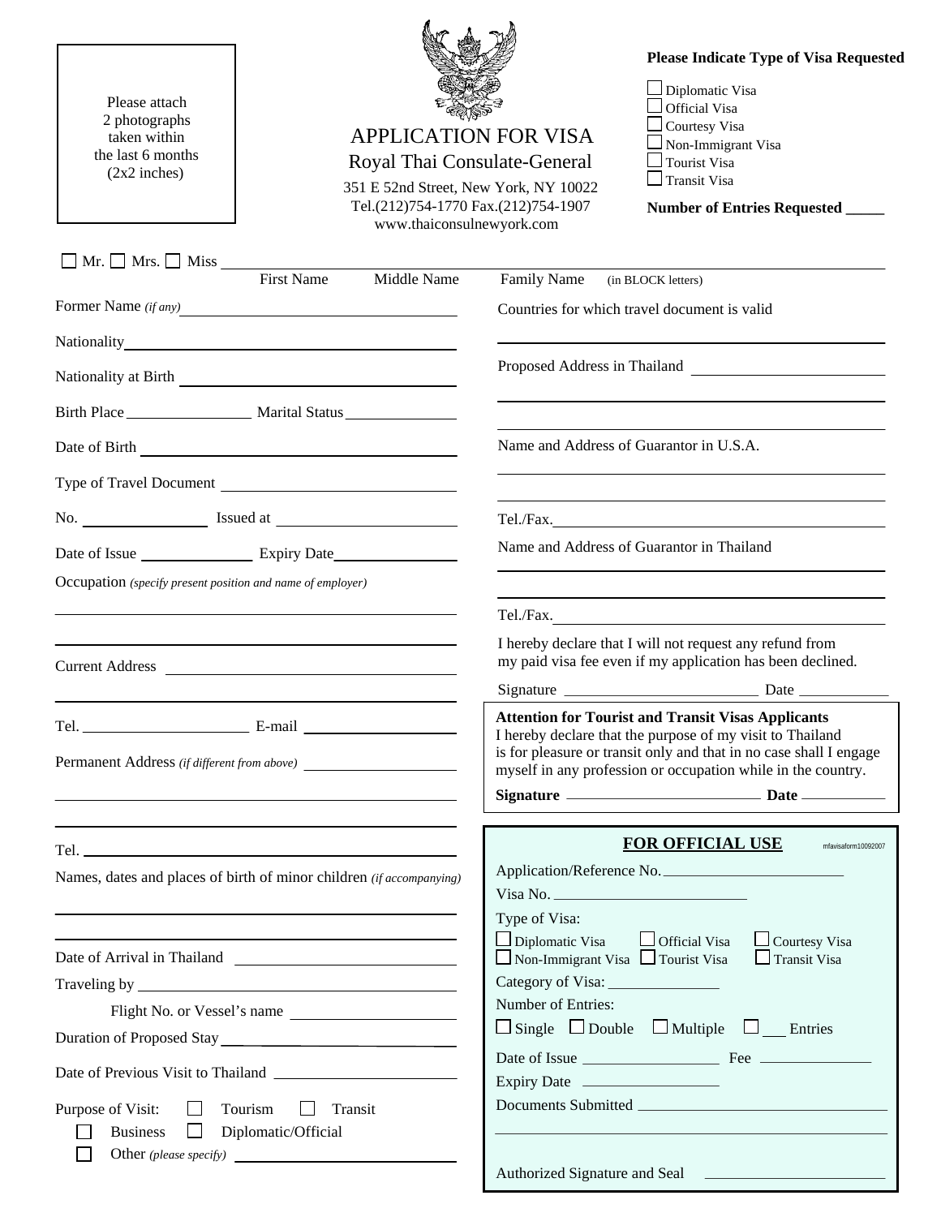Please attach
2 photographs
taken within
the last 6 months
(2x2 inches)

# APPLICATION FOR VISA

## Royal Thai Consulate-General

351 E 52nd Street, New York, NY 10022
Tel.(212)754-1770 Fax.(212)754-1907
www.thaiconsulnewyork.com

**Please Indicate Type of Visa Requested**

- ☐ Diplomatic Visa
- ☐ Official Visa
- ☐ Courtesy Visa
- ☐ Non-Immigrant Visa
- ☐ Tourist Visa
- ☐ Transit Visa

**Number of Entries Requested _____**

☐ Mr. ☐ Mrs. ☐ Miss ______________________________

First Name    Middle Name    Family Name (in BLOCK letters)

Former Name *(if any)* ______________________

Nationality ______________________

Nationality at Birth ______________________

Birth Place ____________ Marital Status ____________

Date of Birth ______________________

Type of Travel Document ______________________

No. ____________ Issued at ____________

Date of Issue ____________ Expiry Date ____________

Occupation *(specify present position and name of employer)*

______________________

______________________

Current Address ______________________

______________________

Tel. ____________ E-mail ____________

Permanent Address *(if different from above)* ______________________

______________________

______________________

Tel. ______________________

Names, dates and places of birth of minor children *(if accompanying)*

______________________

______________________

Date of Arrival in Thailand ______________________

Traveling by ______________________

Flight No. or Vessel's name ______________________

Duration of Proposed Stay ______________________

Date of Previous Visit to Thailand ______________________

Purpose of Visit: ☐ Tourism ☐ Transit

☐ Business ☐ Diplomatic/Official

☐ Other *(please specify)* ______________________

Countries for which travel document is valid

______________________

Proposed Address in Thailand ______________________

______________________

______________________

Name and Address of Guarantor in U.S.A.

______________________

______________________

Tel./Fax. ______________________

Name and Address of Guarantor in Thailand

______________________

______________________

Tel./Fax. ______________________

I hereby declare that I will not request any refund from my paid visa fee even if my application has been declined.

Signature ______________________ Date ____________

**Attention for Tourist and Transit Visas Applicants**

I hereby declare that the purpose of my visit to Thailand is for pleasure or transit only and that in no case shall I engage myself in any profession or occupation while in the country.

**Signature** ______________________ **Date** ____________

**FOR OFFICIAL USE**

mfavisaform10092007

Application/Reference No. ______________________

Visa No. ______________________

Type of Visa:

☐ Diplomatic Visa ☐ Official Visa ☐ Courtesy Visa

☐ Non-Immigrant Visa ☐ Tourist Visa ☐ Transit Visa

Category of Visa: ____________

Number of Entries:

☐ Single ☐ Double ☐ Multiple ☐ ___ Entries

Date of Issue ____________ Fee ____________

Expiry Date ____________

Documents Submitted ______________________

______________________

Authorized Signature and Seal ______________________